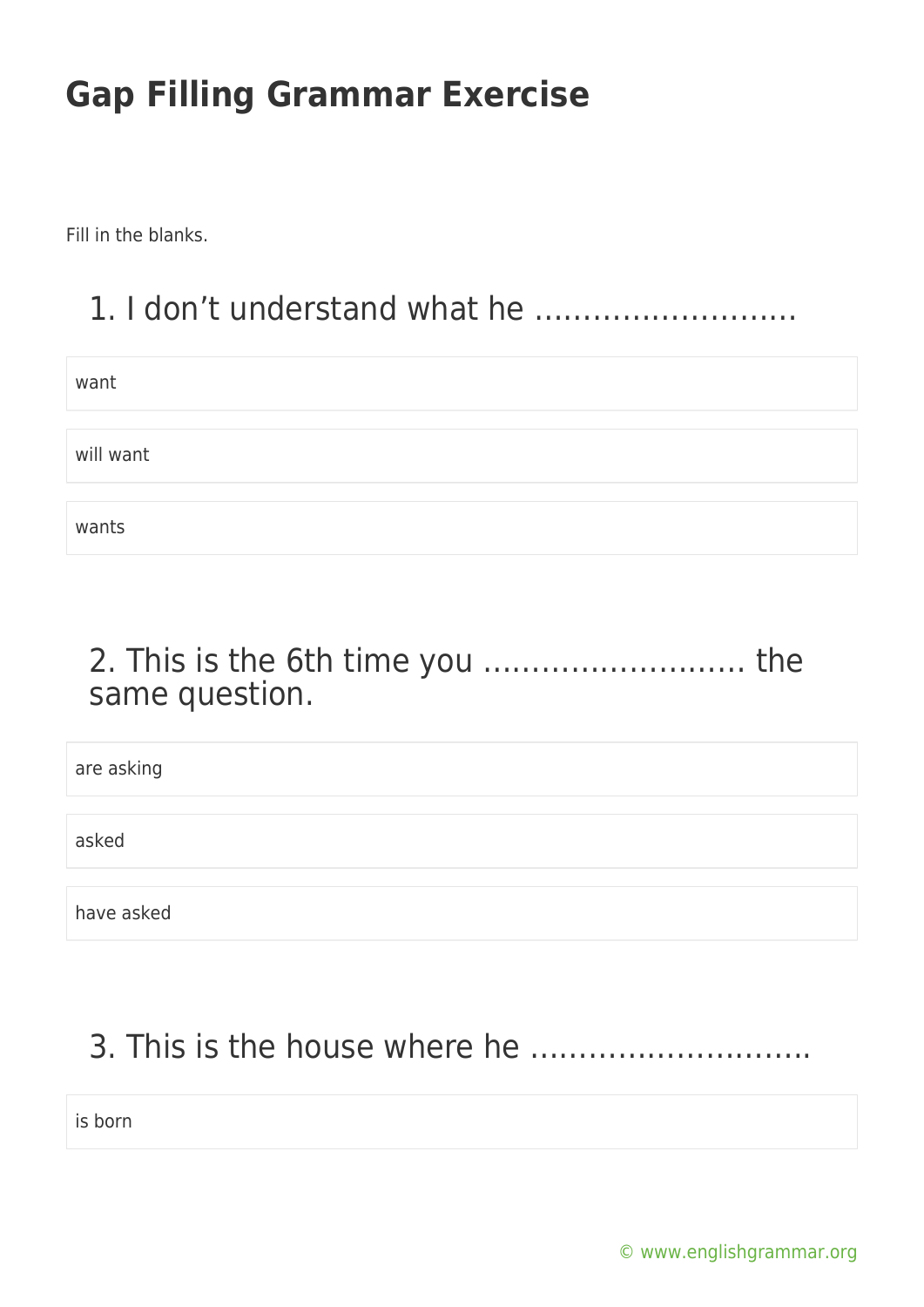# Gap Filling Grammar Exercise

Fill in the blanks.

## 1. I don't understand what he ……………………..

want

will want

wants

## 2. This is the 6th time you …………………….. the same question.

are asking

asked

have asked

## 3. This is the house where he ……………………….

is born

© www.englishgrammar.org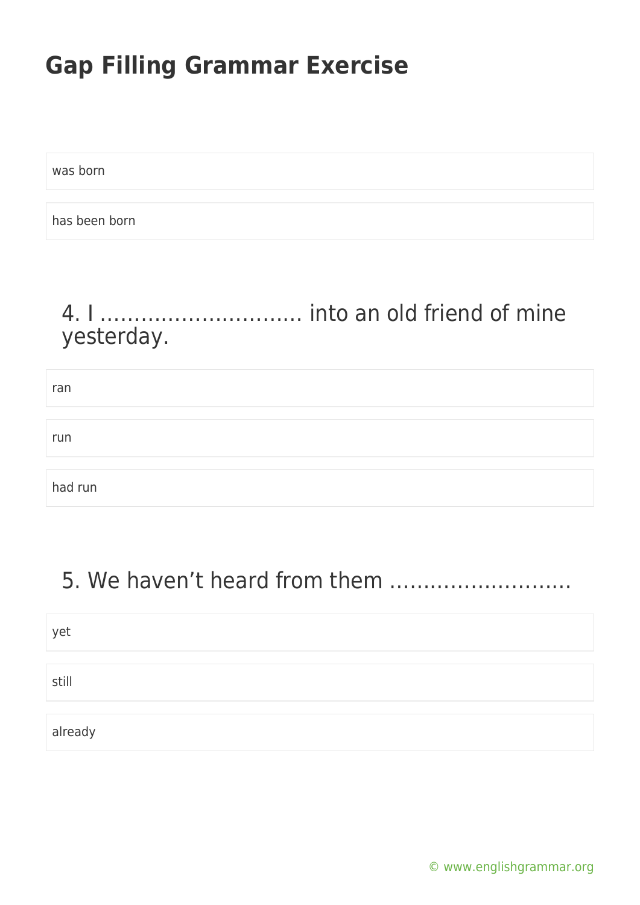# Gap Filling Grammar Exercise

was born

has been born

## 4. I ………………………… into an old friend of mine yesterday.

ran

run

had run

## 5. We haven't heard from them ………………………

yet

still

already

© www.englishgrammar.org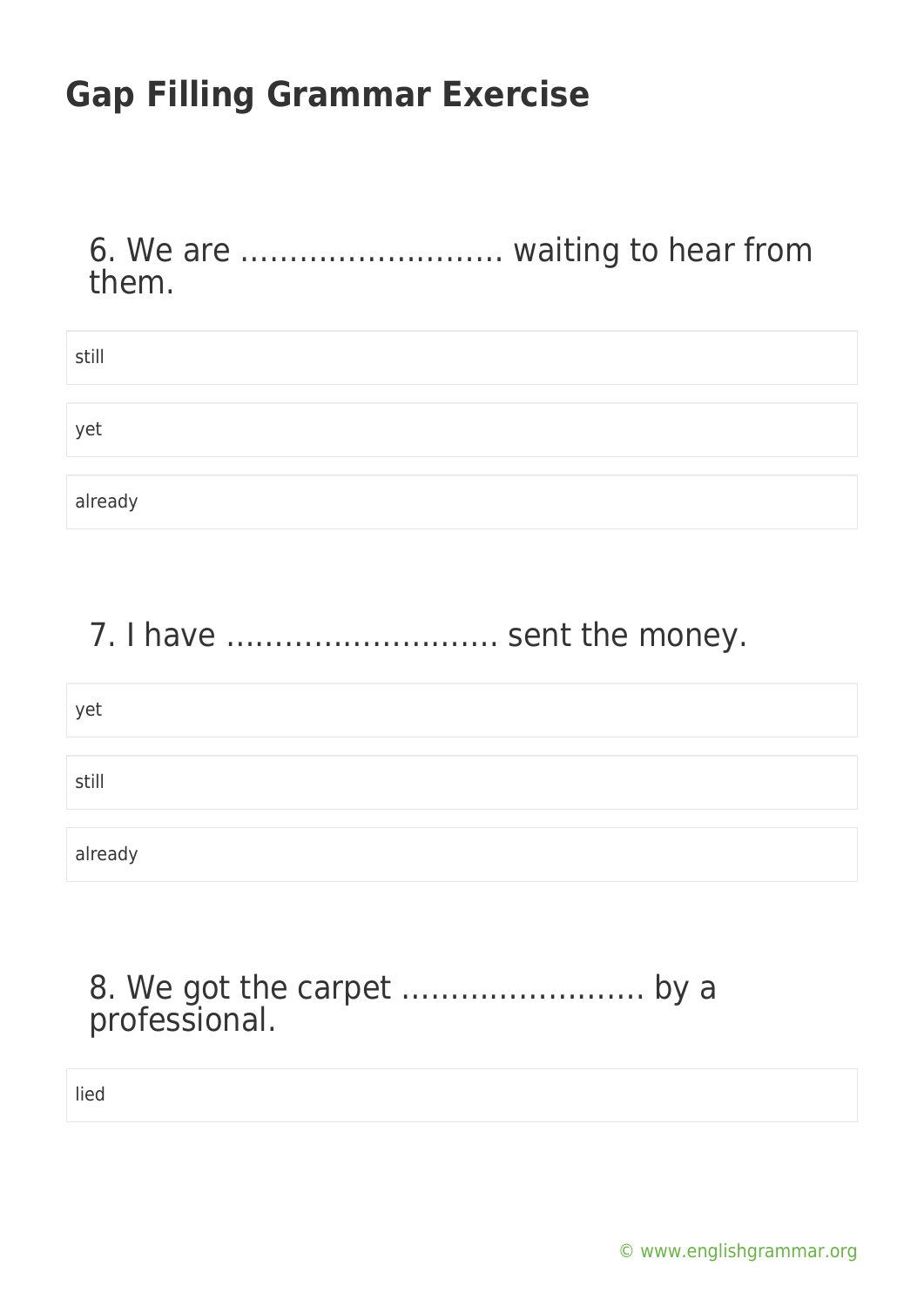# Gap Filling Grammar Exercise

6. We are ……………………… waiting to hear from them.

- still
- yet
- already

7. I have ……………………… sent the money.

- yet
- still
- already

8. We got the carpet ……………………. by a professional.

- lied

© www.englishgrammar.org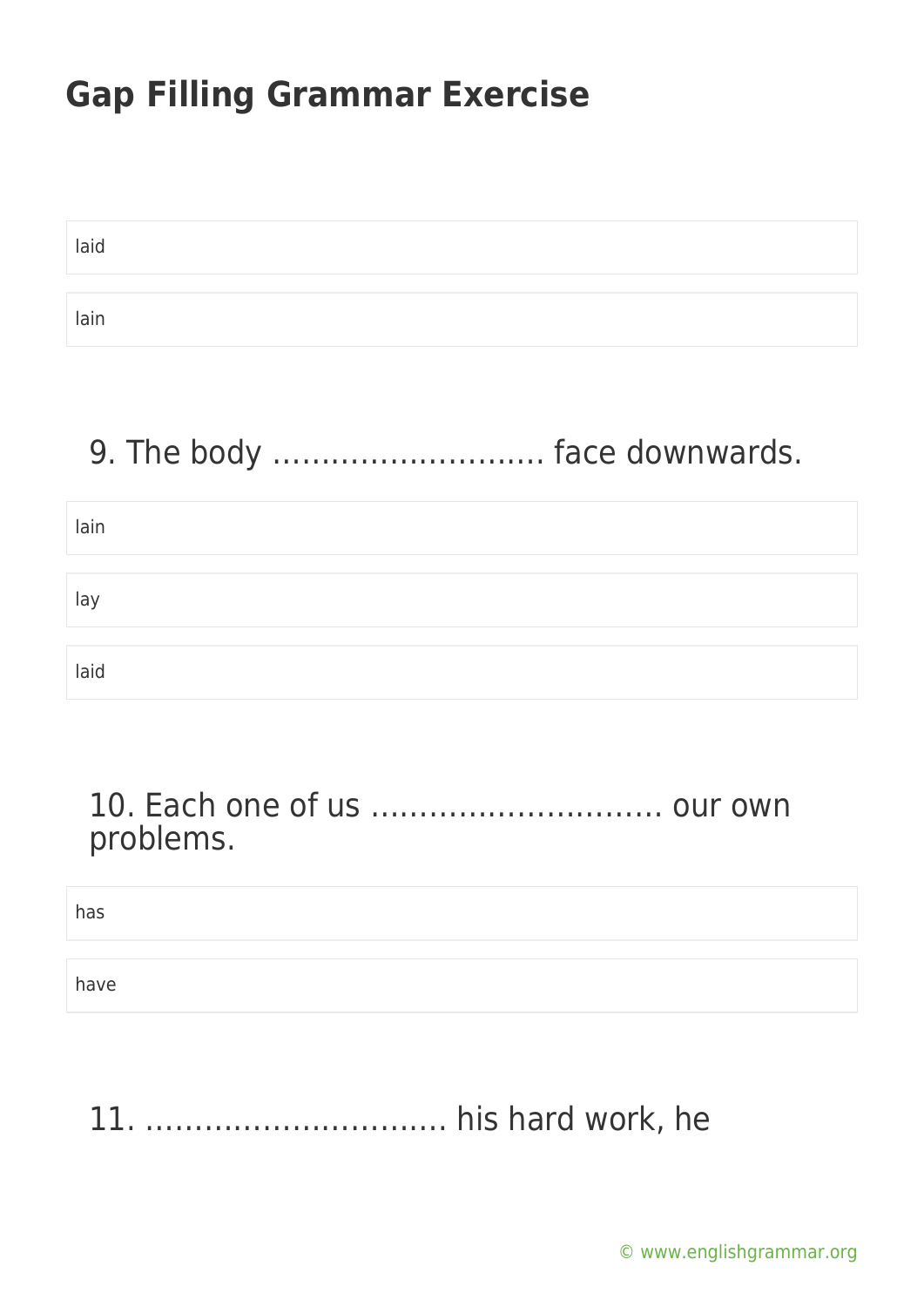# Gap Filling Grammar Exercise

laid

lain

9. The body ………………………. face downwards.

lain

lay

laid

10. Each one of us ………………………… our own problems.

has

have

11. …………………………. his hard work, he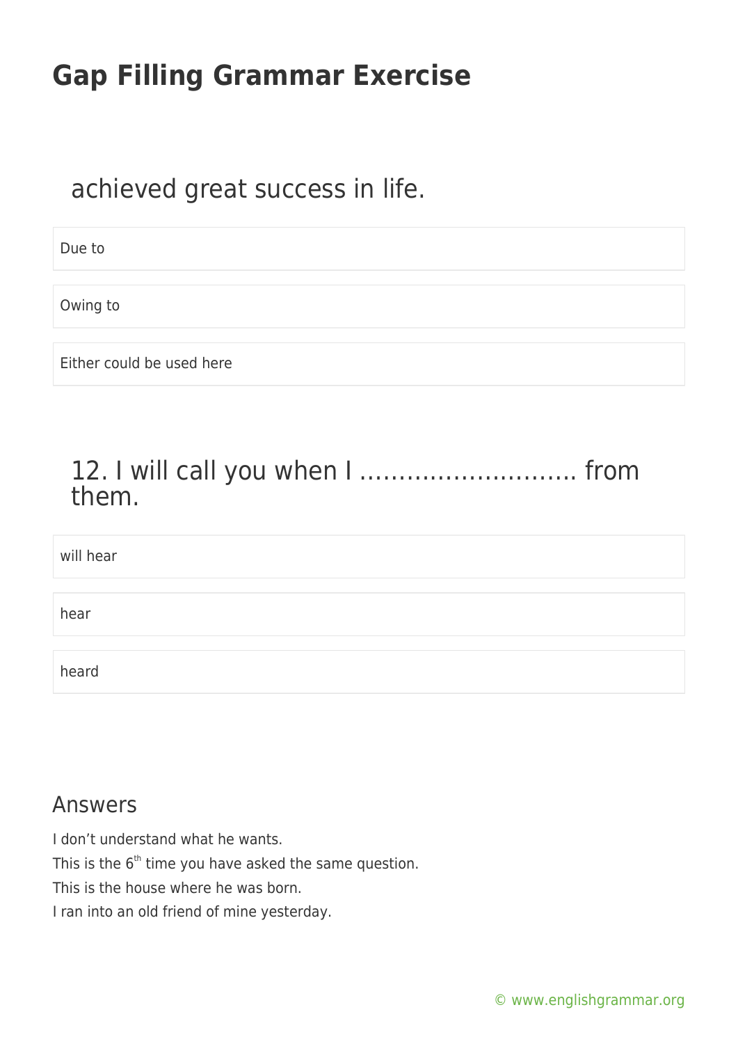# Gap Filling Grammar Exercise

achieved great success in life.

Due to

Owing to

Either could be used here

12. I will call you when I ………………………. from them.

will hear

hear

heard

## Answers

I don't understand what he wants.
This is the 6th time you have asked the same question.
This is the house where he was born.
I ran into an old friend of mine yesterday.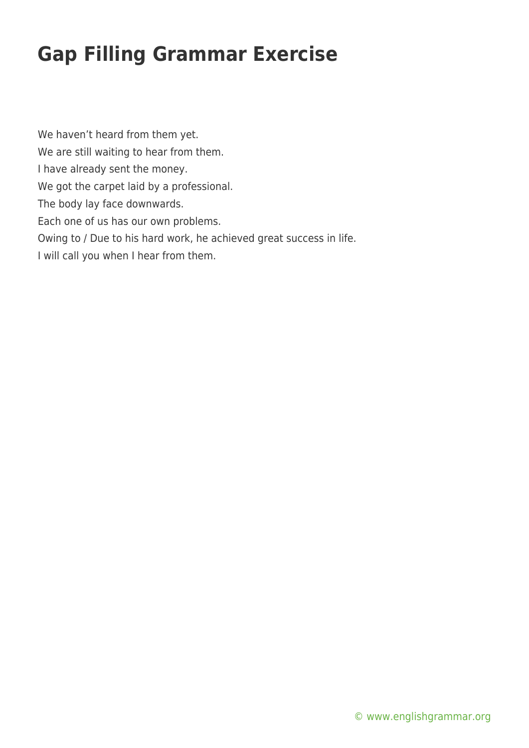# Gap Filling Grammar Exercise

We haven’t heard from them yet.

We are still waiting to hear from them.

I have already sent the money.

We got the carpet laid by a professional.

The body lay face downwards.

Each one of us has our own problems.

Owing to / Due to his hard work, he achieved great success in life.

I will call you when I hear from them.